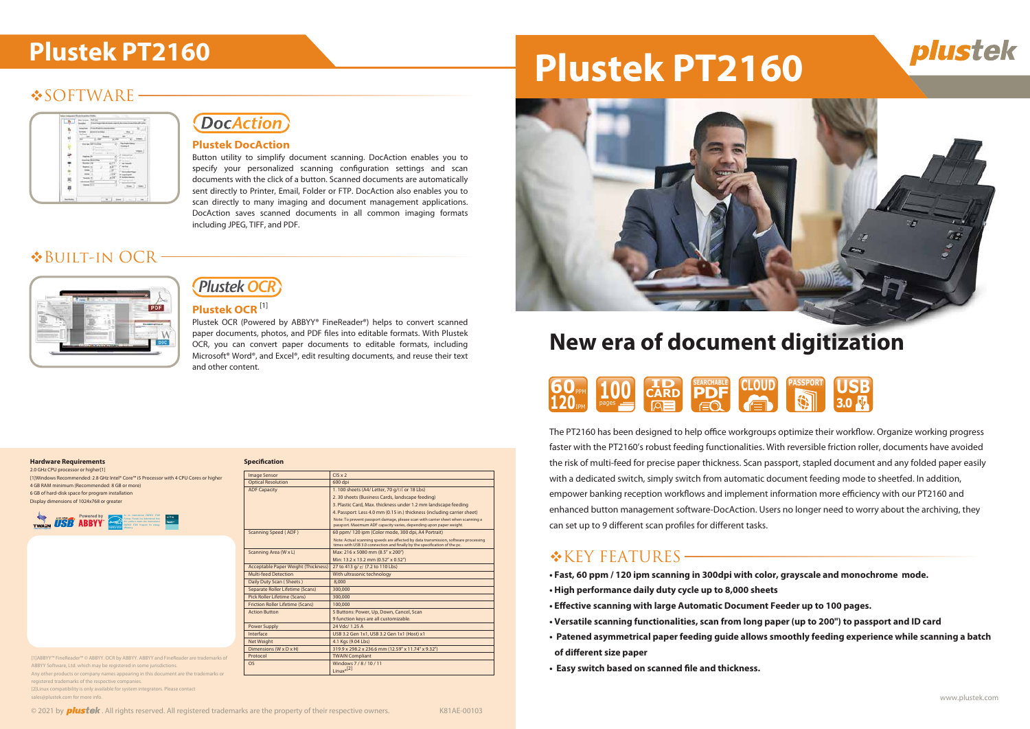# Plustek PT2160

## New era of document digitization

60 PPM 120 IPM | 100 pages | ID CARD | SEARCHABLE PDF | CLOUD | PASSPORT | USB 3.0

The PT2160 has been designed to help office workgroups optimize their workflow. Organize working progress faster with the PT2160's robust feeding functionalities. With reversible friction roller, documents have avoided the risk of multi-feed for precise paper thickness. Scan passport, stapled document and any folded paper easily with a dedicated switch, simply switch from automatic document feeding mode to sheetfed. In addition, empower banking reception workflows and implement information more efficiency with our PT2160 and enhanced button management software-DocAction. Users no longer need to worry about the archiving, they can set up to 9 different scan profiles for different tasks.

## ❖KEY FEATURES

- **Fast, 60 ppm / 120 ipm scanning in 300dpi with color, grayscale and monochrome mode.**
- **High performance daily duty cycle up to 8,000 sheets**
- **Effective scanning with large Automatic Document Feeder up to 100 pages.**
- **Versatile scanning functionalities, scan from long paper (up to 200") to passport and ID card**
- **Patened asymmetrical paper feeding guide allows smoothly feeding experience while scanning a batch of different size paper**
- **Easy switch based on scanned file and thickness.**

## ❖SOFTWARE

### Plustek DocAction

Button utility to simplify document scanning. DocAction enables you to specify your personalized scanning configuration settings and scan documents with the click of a button. Scanned documents are automatically sent directly to Printer, Email, Folder or FTP. DocAction also enables you to scan directly to many imaging and document management applications. DocAction saves scanned documents in all common imaging formats including JPEG, TIFF, and PDF.

## ❖BUILT-IN OCR

### Plustek OCR [1]

Plustek OCR (Powered by ABBYY® FineReader®) helps to convert scanned paper documents, photos, and PDF files into editable formats. With Plustek OCR, you can convert paper documents to editable formats, including Microsoft® Word®, and Excel®, edit resulting documents, and reuse their text and other content.

### Hardware Requirements

2.0 GHz CPU processor or higher[1]

[1]Windows Recommended: 2.8 GHz Intel® Core™ i5 Processor with 4 CPU Cores or higher

4 GB RAM minimum (Recommended: 8 GB or more)

6 GB of hard-disk space for program installation

Display dimensions of 1024x768 or greater

### Specification

| Image Sensor | CIS x 2 |
|---|---|
| Optical Resolution | 600 dpi |
| ADF Capacity | 1. 100 sheets (A4/ Letter, 70 g/㎡ or 18 Lbs)<br>2. 30 sheets (Business Cards, landscape feeding)<br>3. Plastic Card, Max. thickness under 1.2 mm landscape feeding<br>4. Passport: Less 4.0 mm (0.15 in.) thickness (including carrier sheet)<br>Note: To prevent passport damage, please scan with carrier sheet when scanning a passport. Maximum ADF capacity varies, depending upon paper weight. |
| Scanning Speed ( ADF ) | 60 ppm/ 120 ipm (Color mode, 300 dpi, A4 Portrait)<br>Note: Actual scanning speeds are affected by data transmission, software processing times with USB 3.0 connection and finally by the specification of the pc. |
| Scanning Area (W x L) | Max: 216 x 5080 mm (8.5" x 200")<br>Min: 13.2 x 13.2 mm (0.52" x 0.52") |
| Acceptable Paper Weight (Thickness) | 27 to 413 g/㎡ (7.2 to 110 Lbs) |
| Multi-feed Detection | With ultrasonic technology |
| Daily Duty Scan ( Sheets ) | 8,000 |
| Separate Roller Lifetime (Scans) | 300,000 |
| Pick Roller Lifetime (Scans) | 300,000 |
| Friction Roller Lifetime (Scans) | 100,000 |
| Action Button | 5 Buttons: Power, Up, Down, Cancel, Scan<br>9 function keys are all customizable. |
| Power Supply | 24 Vdc/ 1.25 A |
| Interface | USB 3.2 Gen 1x1, USB 3.2 Gen 1x1 (Host) x1 |
| Net Weight | 4.1 Kgs (9.04 Lbs) |
| Dimensions (W x D x H) | 319.9 x 298.2 x 236.6 mm (12.59" x 11.74" x 9.32") |
| Protocol | TWAIN Compliant |
| OS | Windows 7 / 8 / 10 / 11<br>Linux*[2] |

[1]ABBYY™ FineReader™ © ABBYY. OCR by ABBYY. ABBYY and FineReader are trademarks of ABBYY Software, Ltd. which may be registered in some jurisdictions.

Any other products or company names appearing in this document are the trademarks or registered trademarks of the respective companies.

[2]Linux compatibility is only available for system integrators. Please contact sales@plustek.com for more info.

© 2021 by plustek. All rights reserved. All registered trademarks are the property of their respective owners. K81AE-00103

www.plustek.com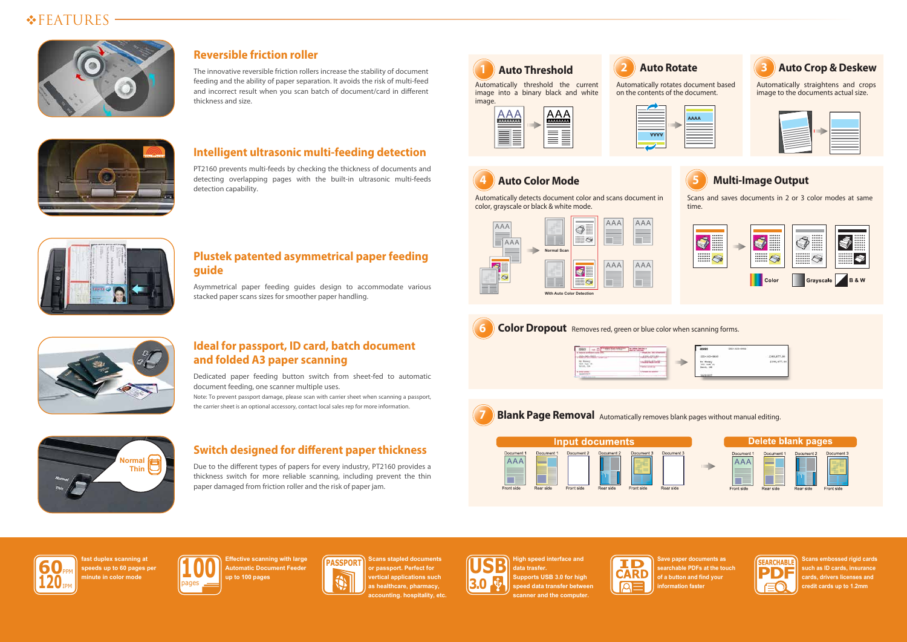# ❖FEATURES

## Reversible friction roller

The innovative reversible friction rollers increase the stability of document feeding and the ability of paper separation. It avoids the risk of multi-feed and incorrect result when you scan batch of document/card in different thickness and size.

## Intelligent ultrasonic multi-feeding detection

PT2160 prevents multi-feeds by checking the thickness of documents and detecting overlapping pages with the built-in ultrasonic multi-feeds detection capability.

## Plustek patented asymmetrical paper feeding guide

Asymmetrical paper feeding guides design to accommodate various stacked paper scans sizes for smoother paper handling.

## Ideal for passport, ID card, batch document and folded A3 paper scanning

Dedicated paper feeding button switch from sheet-fed to automatic document feeding, one scanner multiple uses.

Note: To prevent passport damage, please scan with carrier sheet when scanning a passport, the carrier sheet is an optional accessory, contact local sales rep for more information.

## Switch designed for different paper thickness

Normal
Thin

Due to the different types of papers for every industry, PT2160 provides a thickness switch for more reliable scanning, including prevent the thin paper damaged from friction roller and the risk of paper jam.

### 1 Auto Threshold

Automatically threshold the current image into a binary black and white image.

### 2 Auto Rotate

Automatically rotates document based on the contents of the document.

### 3 Auto Crop & Deskew

Automatically straightens and crops image to the documents actual size.

### 4 Auto Color Mode

Automatically detects document color and scans document in color, grayscale or black & white mode.

Normal Scan

With Auto Color Detection

### 5 Multi-Image Output

Scans and saves documents in 2 or 3 color modes at same time.

Color | Grayscale | B & W

### 6 Color Dropout

Removes red, green or blue color when scanning forms.

### 7 Blank Page Removal

Automatically removes blank pages without manual editing.

Input documents

Document 1 Front side | Document 1 Rear side | Document 2 Front side | Document 2 Rear side | Document 3 Front side | Document 3 Rear side

Delete blank pages

Document 1 Front side | Document 1 Rear side | Document 2 Rear side | Document 3 Front side

---

60 PPM / 120 IPM — fast duplex scanning at speeds up to 60 pages per minute in color mode

100 pages — Effective scanning with large Automatic Document Feeder up to 100 pages

PASSPORT — Scans stapled documents or passport. Perfect for vertical applications such as healthcare, pharmacy, accounting, hospitality, etc.

USB 3.0 — High speed interface and data trasfer. Supports USB 3.0 for high speed data transfer between scanner and the computer.

ID CARD — Save paper documents as searchable PDFs at the touch of a button and find your information faster

SEARCHABLE PDF — Scans embossed rigid cards such as ID cards, insurance cards, drivers licenses and credit cards up to 1.2mm